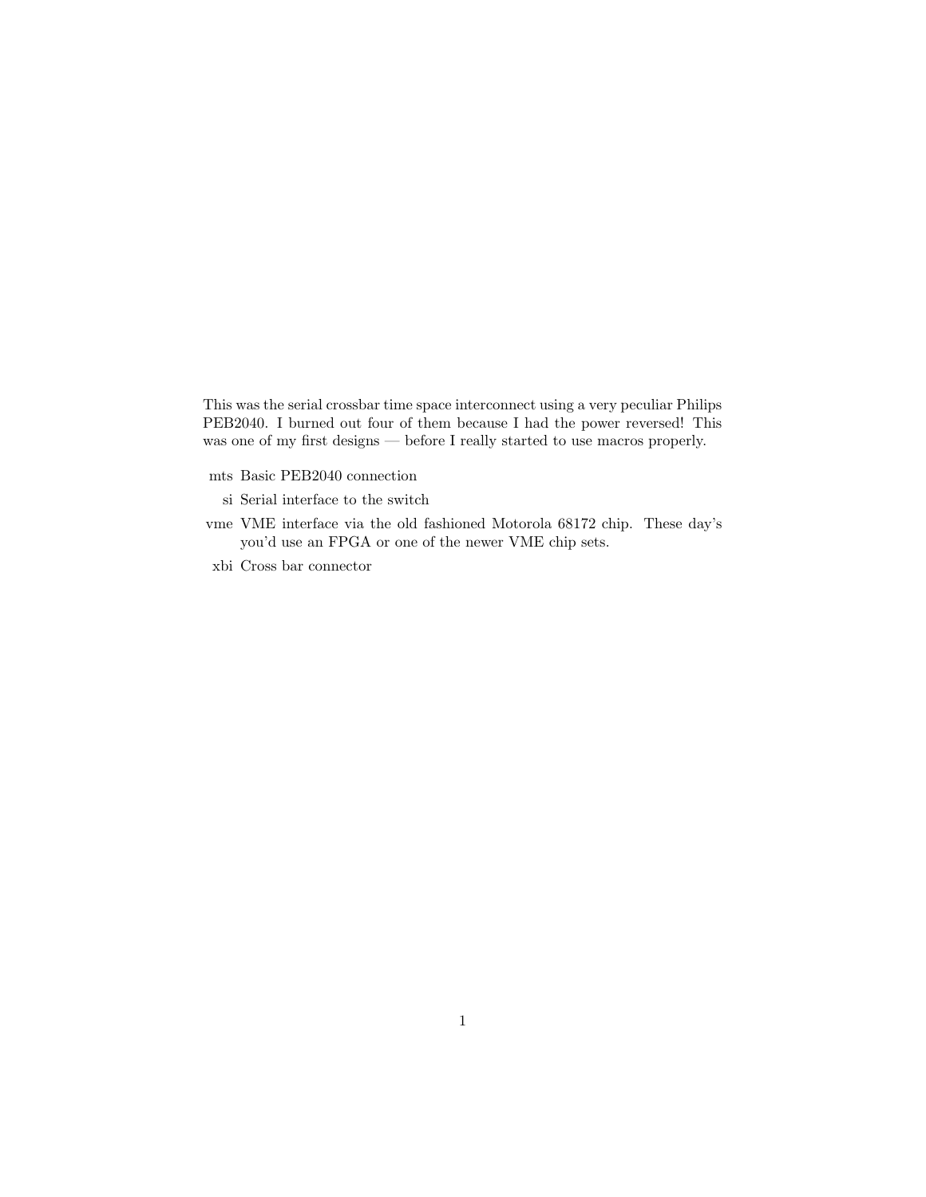This was the serial crossbar time space interconnect using a very peculiar Philips PEB2040. I burned out four of them because I had the power reversed! This was one of my first designs — before I really started to use macros properly.

- **mts** Basic PEB2040 connection
- **si** Serial interface to the switch
- **vme** VME interface via the old fashioned Motorola 68172 chip. These day's you'd use an FPGA or one of the newer VME chip sets.
- **xbi** Cross bar connector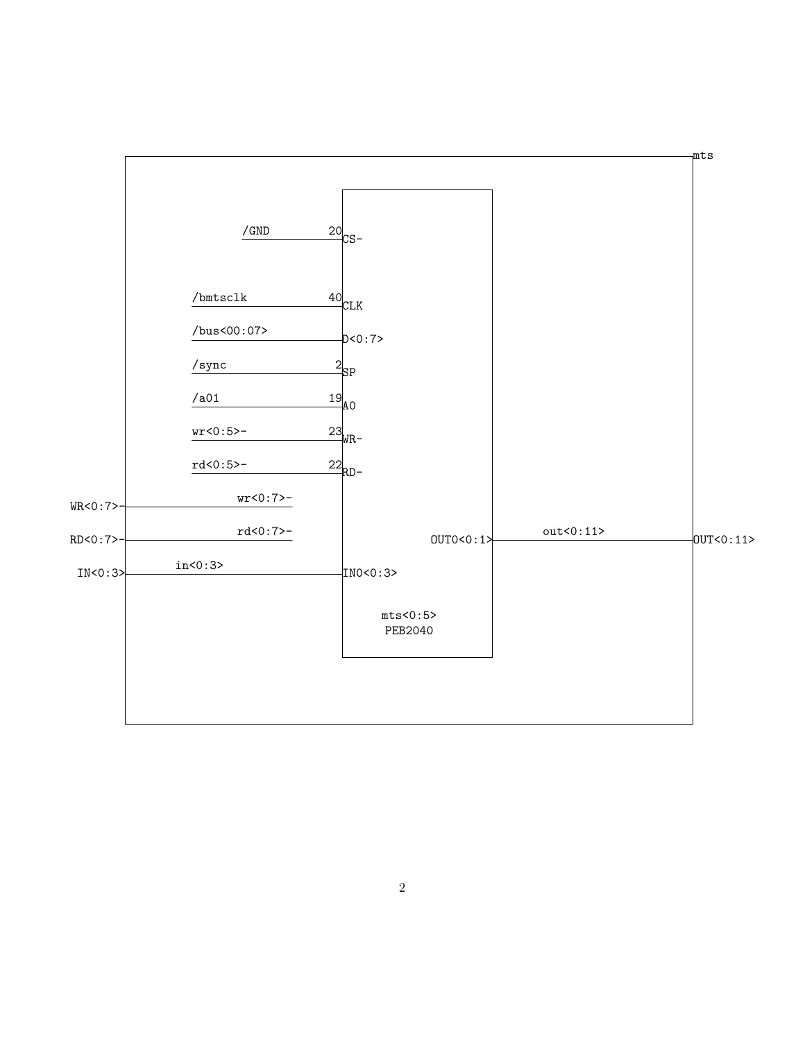mts

/GND 20 CS-

/bmtsclk 40 CLK

/bus<00:07> D<0:7>

/sync 2 SP

/a01 19 A0

wr<0:5>- 23 WR-

rd<0:5>- 22 RD-

WR<0:7>- wr<0:7>-

RD<0:7>- rd<0:7>-

OUT0<0:1> out<0:11> OUT<0:11>

IN<0:3> in<0:3> IN0<0:3>

mts<0:5>
PEB2040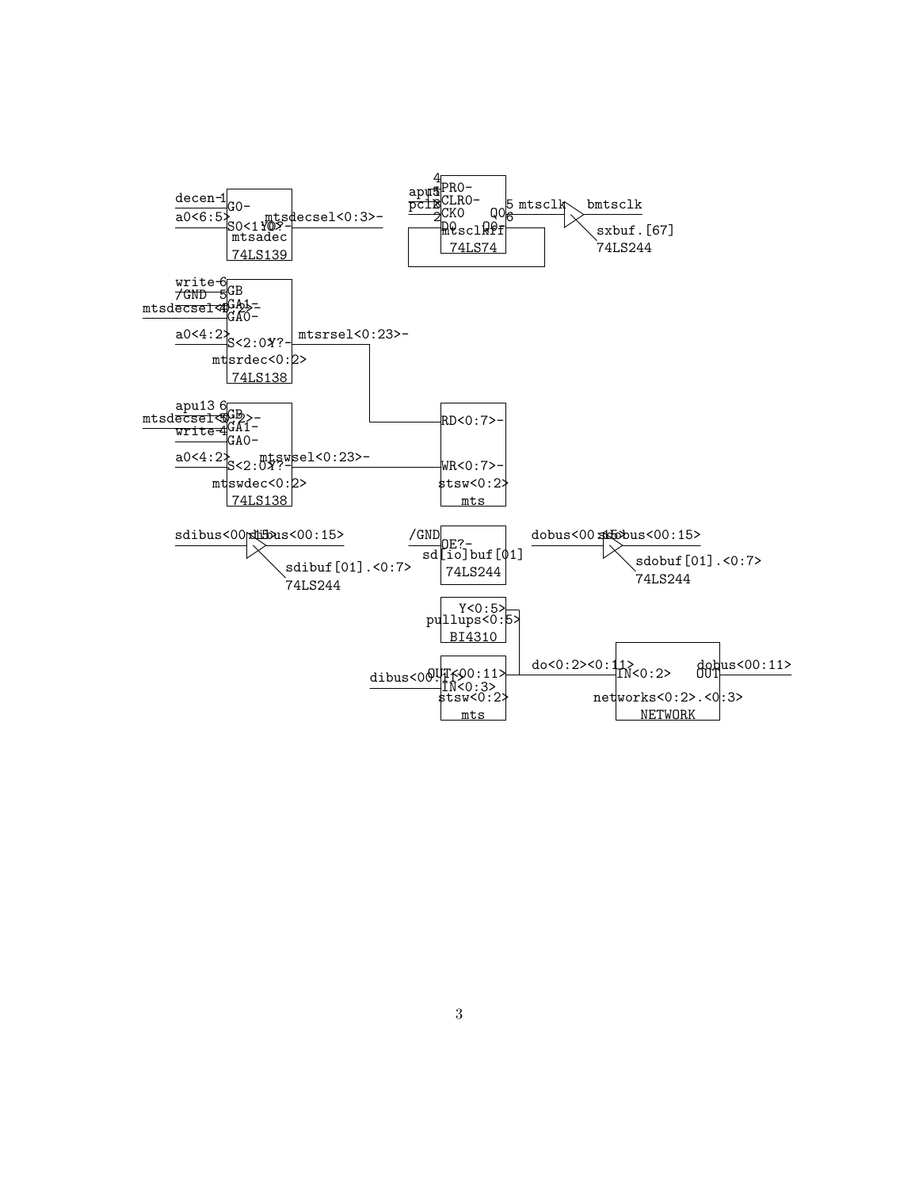decen 1 G0-
a0<6:5> S0<1:0> Y0?- mtsdecsel<0:3>-
mtsadec
74LS139

4 PR0-
apu5 1 CLR0-
pclk 3 CK0 Q0 5 mtsclk bmtsclk
2 D0 Q0 6
mtsclkff
74LS74

sxbuf.[67]
74LS244

write 6 GB
/GND 5 GA1-
mtsdecsel<4:2>- GA0-
a0<4:2> S<2:0> Y?- mtsrsel<0:23>-
mtsrdec<0:2>
74LS138

apu13 6 GB
mtsdecsel<6:2>- GA1-
write 4 GA0-
a0<4:2> S<2:0> Y?- mtswsel<0:23>-
mtswdec<0:2>
74LS138

RD<0:7>-
WR<0:7>-
stsw<0:2>
mts

sdibus<00:15> dibus<00:15>
sdibuf[01].<0:7>
74LS244

/GND OE?-
sd[io]buf[01]
74LS244

dobus<00:15> sdobus<00:15>
sdobuf[01].<0:7>
74LS244

Y<0:5>
pullups<0:5>
BI4310

dibus<00:11> OUT<00:11> do<0:2><0:11> IN<0:2> OUT dobus<00:11>
IN<0:3>
stsw<0:2>
mts

networks<0:2>.<0:3>
NETWORK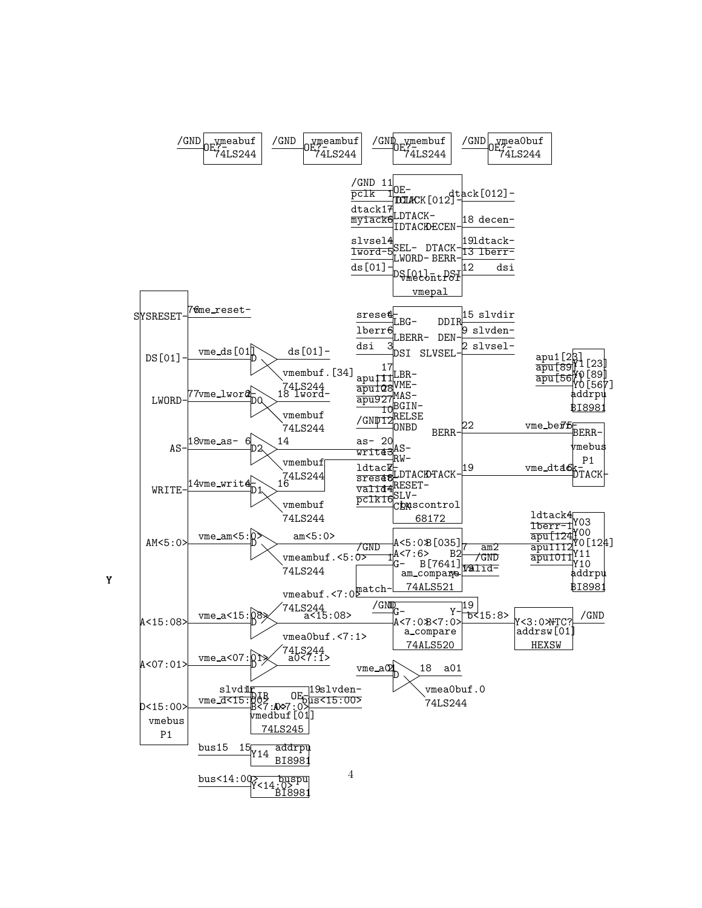/GND OE?- vmeabuf 74LS244

/GND OE?- vmeambuf 74LS244

/GND OE?- vmembuf 74LS244

/GND OE?- vmea0buf 74LS244

/GND 11 OE-
pclk 1 CLK
dtack 17 LDTACK-
myiack 6 IDTACK-
slvsel 4 SEL-
lword- 5 LWORD-
ds[01]- DS[01]-
DTACK[012]- dtack[012]-
DECEN- 18 decen-
DTACK- 19 ldtack-
BERR- 13 lberr-
DSI 12 dsi
vmecontrol
vmepal

sreset- 4 LBG-
lberr 6 LBERR-
dsi 3 DSI
17 LBR-
apu11 1 VME-
apu10 28 MAS-
apu9 27 BGIN-
10 RELSE
/GND 12 ONBD
as- 20 AS-
write 13 RW-
ldtack- 7 LDTACK-
sreset 18 RESET-
valid 14 SLV-
pclk 16 CLK
DDIR 15 slvdir
DEN- 9 slvden-
SLVSEL- 2 slvsel-
BERR- 22 vme_berr- 75
DTACK- 19 vme_dtack- 16
lmscontrol
68172

apu1[23] Y1[23]
apu[89] Y0[89]
apu[567] Y0[567]
addrpu
BI8981

BERR-
vmebus
P1
DTACK-

ldtack 4 Y03
lberr- 1 Y00
apu[124] Y0[124]
apu11 12 Y11
apu10 11 Y10
addrpu
BI8981

SYSRESET- 76 vme_reset-

DS[01]- vme_ds[01] D ds[01]-
vmembuf.[34]
74LS244

LWORD- 77 vme_lword- 2 D0 18 lword-
vmembuf
74LS244

AS- 18 vme_as- 6 D2 14
vmembuf
74LS244

WRITE- 14 vme_write- 4 D1 16
vmembuf
74LS244

AM<5:0> vme_am<5:0> D am<5:0>
vmeambuf.<5:0>
74LS244

/GND A<5:0> B[035] 7 am2
1 A<7:6> B2 /GND
G- B[7641] Y- valid-
19
match- am_compare
74ALS521

Y

A<15:08> vme_a<15:08> D a<15:08>
vmeabuf.<7:0>
74LS244

/GND G- Y- 19
A<7:0> B<7:0> b<15:8>
a_compare
74ALS520

Y<3:0> NTC? /GND
addrsw[01]
HEXSW

A<07:01> vme_a<07:01> D a0<7:1>
vmea0buf.<7:1>
74LS244

vme_a01 2 D 18 a01
vmea0buf.0
74LS244

D<15:00> vme_d<15:00>
slvdir 1 DIR OE 19 slvden-
B<7:0> A<7:0> bus<15:00>
vmedbuf[01]
74LS245

vmebus
P1

bus15 15 Y14 addrpu BI8981

bus<14:00> Y<14:0> buspu BI8981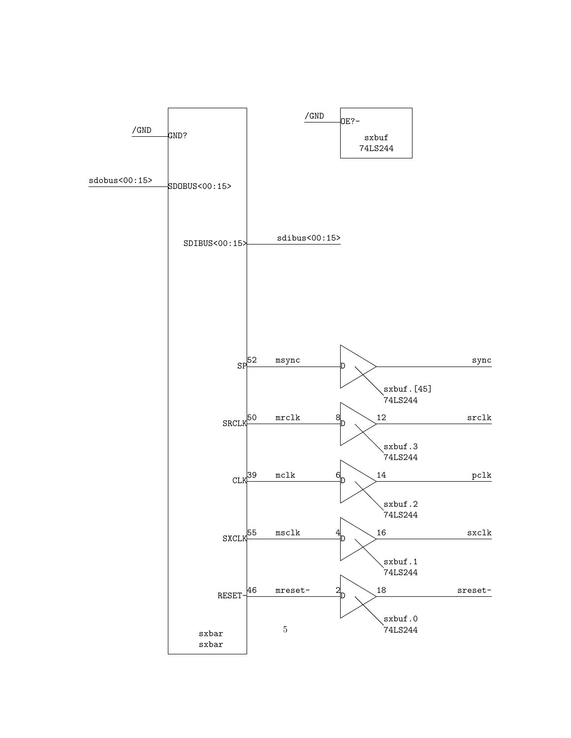/GND

GND?

sdobus<00:15>

SDOBUS<00:15>

SDIBUS<00:15>

sdibus<00:15>

/GND

OE?-

sxbuf
74LS244

SP 52 msync D sync

sxbuf.[45]
74LS244

SRCLK 50 mrclk 8 D 12 srclk

sxbuf.3
74LS244

CLK 39 mclk 6 D 14 pclk

sxbuf.2
74LS244

SXCLK 55 msclk 4 D 16 sxclk

sxbuf.1
74LS244

RESET- 46 mreset- 2 D 18 sreset-

sxbuf.0
74LS244

sxbar
sxbar